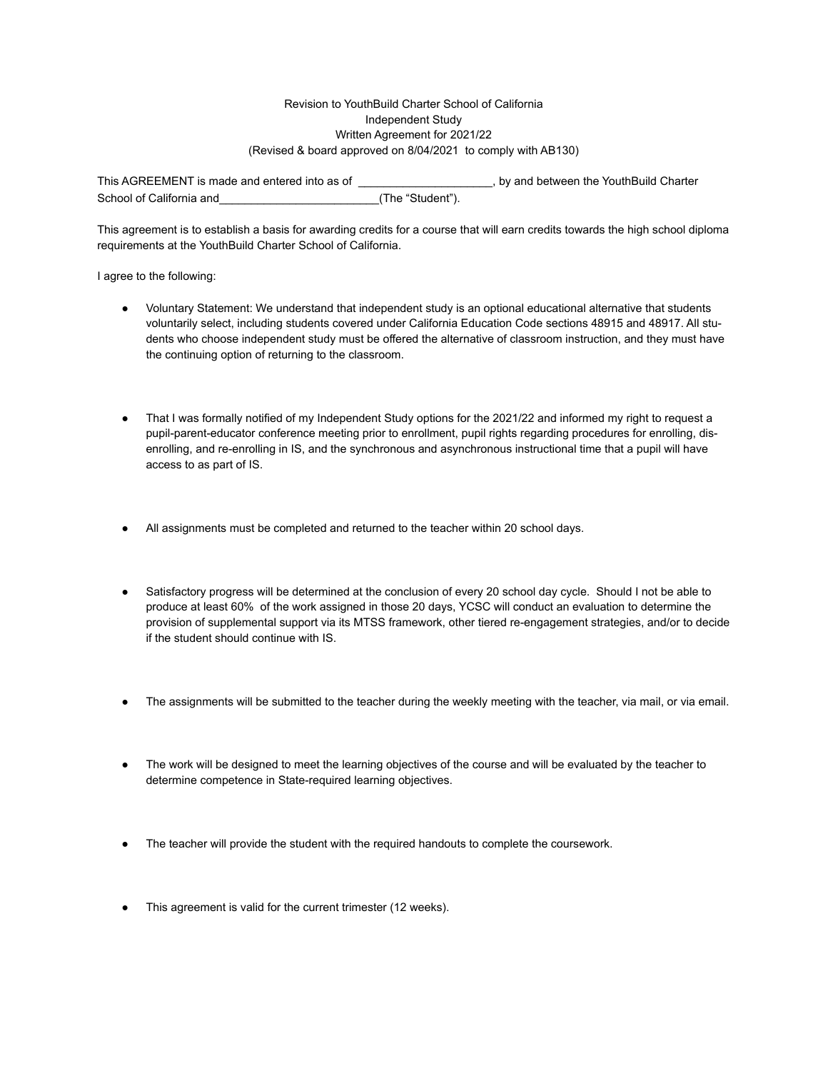Revision to YouthBuild Charter School of California
Independent Study
Written Agreement for 2021/22
(Revised & board approved on 8/04/2021 to comply with AB130)

This AGREEMENT is made and entered into as of _____________________, by and between the YouthBuild Charter School of California and_________________________(The "Student").

This agreement is to establish a basis for awarding credits for a course that will earn credits towards the high school diploma requirements at the YouthBuild Charter School of California.

I agree to the following:

- Voluntary Statement: We understand that independent study is an optional educational alternative that students voluntarily select, including students covered under California Education Code sections 48915 and 48917. All students who choose independent study must be offered the alternative of classroom instruction, and they must have the continuing option of returning to the classroom.

- That I was formally notified of my Independent Study options for the 2021/22 and informed my right to request a pupil-parent-educator conference meeting prior to enrollment, pupil rights regarding procedures for enrolling, disenrolling, and re-enrolling in IS, and the synchronous and asynchronous instructional time that a pupil will have access to as part of IS.

- All assignments must be completed and returned to the teacher within 20 school days.

- Satisfactory progress will be determined at the conclusion of every 20 school day cycle. Should I not be able to produce at least 60% of the work assigned in those 20 days, YCSC will conduct an evaluation to determine the provision of supplemental support via its MTSS framework, other tiered re-engagement strategies, and/or to decide if the student should continue with IS.

- The assignments will be submitted to the teacher during the weekly meeting with the teacher, via mail, or via email.

- The work will be designed to meet the learning objectives of the course and will be evaluated by the teacher to determine competence in State-required learning objectives.

- The teacher will provide the student with the required handouts to complete the coursework.

- This agreement is valid for the current trimester (12 weeks).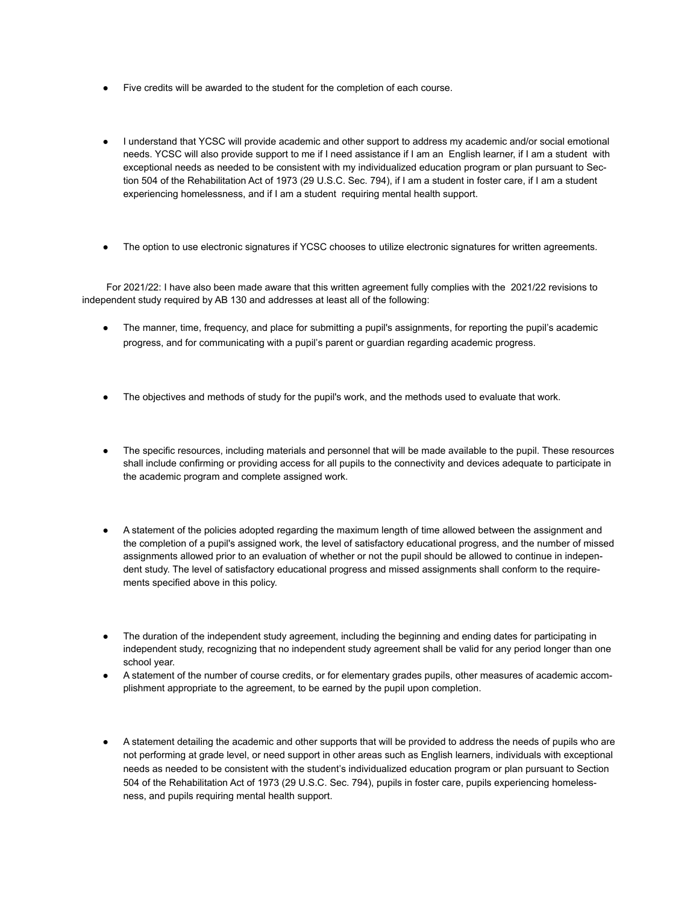- Five credits will be awarded to the student for the completion of each course.

- I understand that YCSC will provide academic and other support to address my academic and/or social emotional needs. YCSC will also provide support to me if I need assistance if I am an English learner, if I am a student with exceptional needs as needed to be consistent with my individualized education program or plan pursuant to Section 504 of the Rehabilitation Act of 1973 (29 U.S.C. Sec. 794), if I am a student in foster care, if I am a student experiencing homelessness, and if I am a student requiring mental health support.

- The option to use electronic signatures if YCSC chooses to utilize electronic signatures for written agreements.

For 2021/22: I have also been made aware that this written agreement fully complies with the 2021/22 revisions to independent study required by AB 130 and addresses at least all of the following:

- The manner, time, frequency, and place for submitting a pupil's assignments, for reporting the pupil's academic progress, and for communicating with a pupil's parent or guardian regarding academic progress.

- The objectives and methods of study for the pupil's work, and the methods used to evaluate that work.

- The specific resources, including materials and personnel that will be made available to the pupil. These resources shall include confirming or providing access for all pupils to the connectivity and devices adequate to participate in the academic program and complete assigned work.

- A statement of the policies adopted regarding the maximum length of time allowed between the assignment and the completion of a pupil's assigned work, the level of satisfactory educational progress, and the number of missed assignments allowed prior to an evaluation of whether or not the pupil should be allowed to continue in independent study. The level of satisfactory educational progress and missed assignments shall conform to the requirements specified above in this policy.

- The duration of the independent study agreement, including the beginning and ending dates for participating in independent study, recognizing that no independent study agreement shall be valid for any period longer than one school year.
- A statement of the number of course credits, or for elementary grades pupils, other measures of academic accomplishment appropriate to the agreement, to be earned by the pupil upon completion.

- A statement detailing the academic and other supports that will be provided to address the needs of pupils who are not performing at grade level, or need support in other areas such as English learners, individuals with exceptional needs as needed to be consistent with the student's individualized education program or plan pursuant to Section 504 of the Rehabilitation Act of 1973 (29 U.S.C. Sec. 794), pupils in foster care, pupils experiencing homelessness, and pupils requiring mental health support.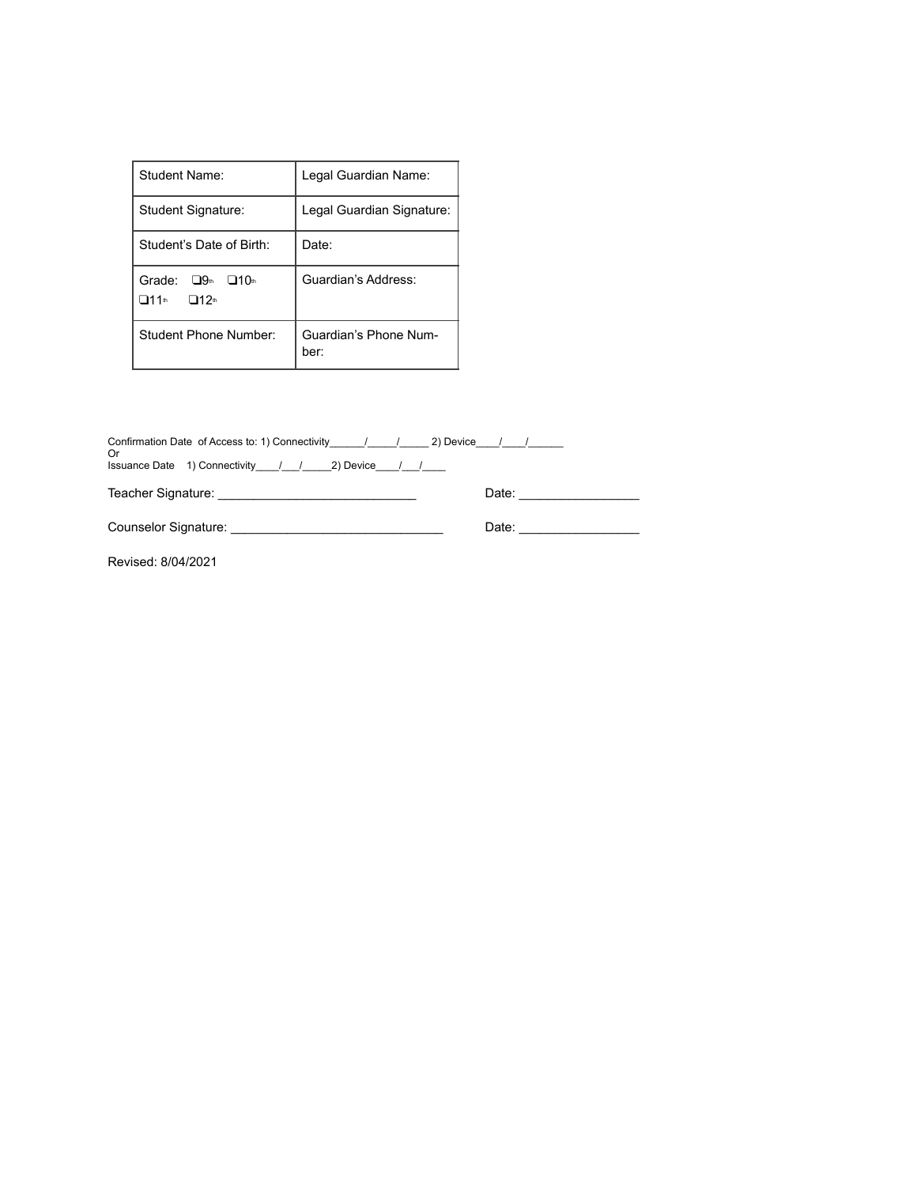| | |
|---|---|
| Student Name: | Legal Guardian Name: |
| Student Signature: | Legal Guardian Signature: |
| Student's Date of Birth: | Date: |
| Grade: ❑9th ❑10th ❑11th ❑12th | Guardian's Address: |
| Student Phone Number: | Guardian's Phone Number: |

Confirmation Date of Access to: 1) Connectivity______/_____/_____ 2) Device____/____/______
Or
Issuance Date 1) Connectivity____/___/_____2) Device____/___/____

Teacher Signature: ____________________________ Date: _________________

Counselor Signature: ______________________________ Date: _________________

Revised: 8/04/2021